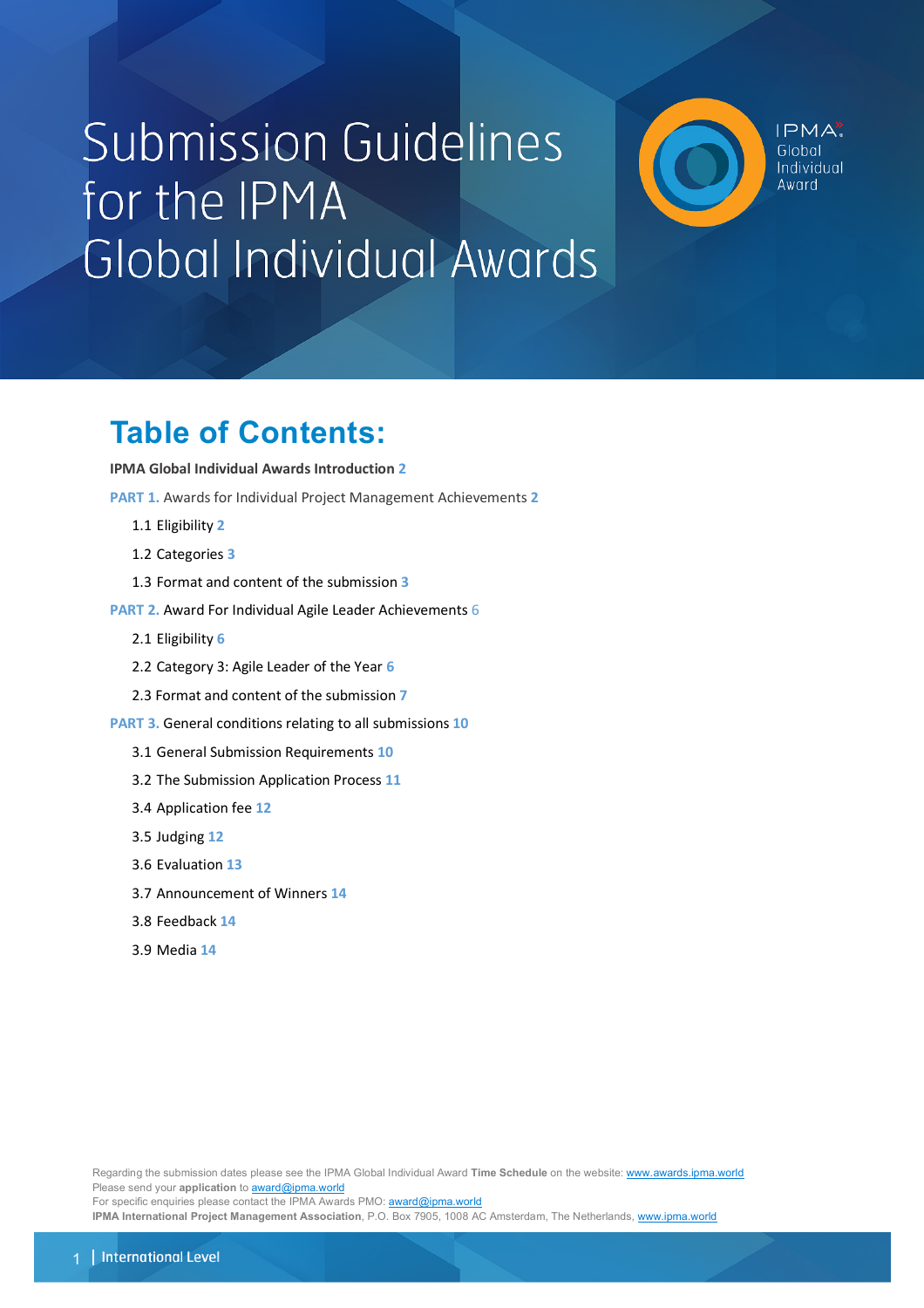# Submission Guidelines for the IPMA Global Individual Awards

IPMA Global Individual Award

## Table of Contents:

**IPMA Global Individual Awards Introduction** 2

PART 1. Awards for Individual Project Management Achievements 2

- 1.1 Eligibility 2
- 1.2 Categories 3
- 1.3 Format and content of the submission 3

PART 2. Award For Individual Agile Leader Achievements 6

- 2.1 Eligibility 6
- 2.2 Category 3: Agile Leader of the Year 6
- 2.3 Format and content of the submission 7

PART 3. General conditions relating to all submissions 10

- 3.1 General Submission Requirements 10
- 3.2 The Submission Application Process 11
- 3.4 Application fee 12
- 3.5 Judging 12
- 3.6 Evaluation 13
- 3.7 Announcement of Winners 14
- 3.8 Feedback 14
- 3.9 Media 14

Regarding the submission dates please see the IPMA Global Individual Award **Time Schedule** on the website: www.awards.ipma.world
Please send your **application** to award@ipma.world
For specific enquiries please contact the IPMA Awards PMO: award@ipma.world
**IPMA International Project Management Association**, P.O. Box 7905, 1008 AC Amsterdam, The Netherlands, www.ipma.world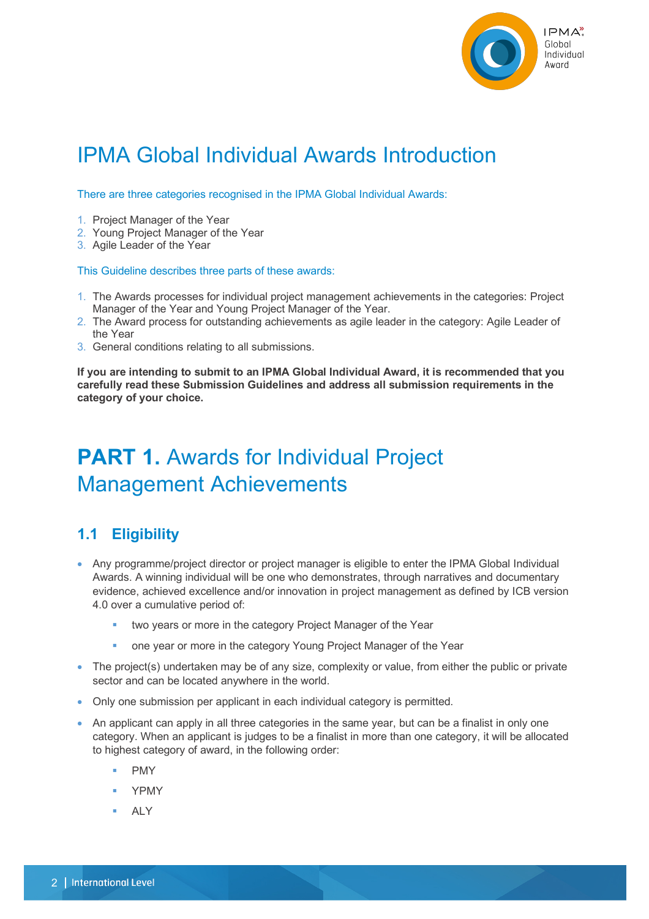# IPMA Global Individual Awards Introduction

There are three categories recognised in the IPMA Global Individual Awards:

1. Project Manager of the Year
2. Young Project Manager of the Year
3. Agile Leader of the Year

This Guideline describes three parts of these awards:

1. The Awards processes for individual project management achievements in the categories: Project Manager of the Year and Young Project Manager of the Year.
2. The Award process for outstanding achievements as agile leader in the category: Agile Leader of the Year
3. General conditions relating to all submissions.

**If you are intending to submit to an IPMA Global Individual Award, it is recommended that you carefully read these Submission Guidelines and address all submission requirements in the category of your choice.**

# **PART 1.** Awards for Individual Project Management Achievements

## 1.1 Eligibility

- Any programme/project director or project manager is eligible to enter the IPMA Global Individual Awards. A winning individual will be one who demonstrates, through narratives and documentary evidence, achieved excellence and/or innovation in project management as defined by ICB version 4.0 over a cumulative period of:
  - two years or more in the category Project Manager of the Year
  - one year or more in the category Young Project Manager of the Year
- The project(s) undertaken may be of any size, complexity or value, from either the public or private sector and can be located anywhere in the world.
- Only one submission per applicant in each individual category is permitted.
- An applicant can apply in all three categories in the same year, but can be a finalist in only one category. When an applicant is judges to be a finalist in more than one category, it will be allocated to highest category of award, in the following order:
  - PMY
  - YPMY
  - ALY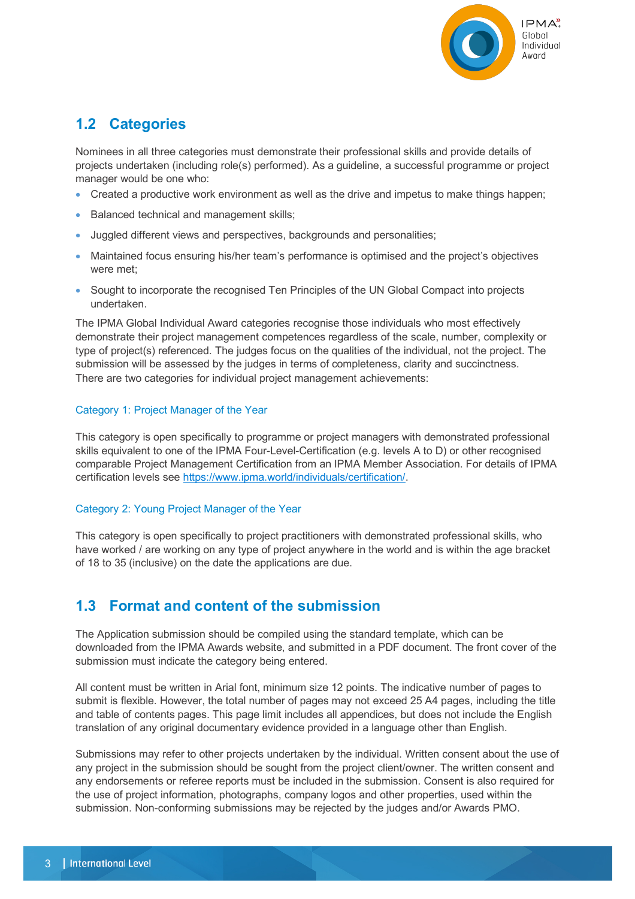## 1.2 Categories

Nominees in all three categories must demonstrate their professional skills and provide details of projects undertaken (including role(s) performed). As a guideline, a successful programme or project manager would be one who:

- Created a productive work environment as well as the drive and impetus to make things happen;
- Balanced technical and management skills;
- Juggled different views and perspectives, backgrounds and personalities;
- Maintained focus ensuring his/her team's performance is optimised and the project's objectives were met;
- Sought to incorporate the recognised Ten Principles of the UN Global Compact into projects undertaken.

The IPMA Global Individual Award categories recognise those individuals who most effectively demonstrate their project management competences regardless of the scale, number, complexity or type of project(s) referenced. The judges focus on the qualities of the individual, not the project. The submission will be assessed by the judges in terms of completeness, clarity and succinctness. There are two categories for individual project management achievements:

### Category 1: Project Manager of the Year

This category is open specifically to programme or project managers with demonstrated professional skills equivalent to one of the IPMA Four-Level-Certification (e.g. levels A to D) or other recognised comparable Project Management Certification from an IPMA Member Association. For details of IPMA certification levels see https://www.ipma.world/individuals/certification/.

### Category 2: Young Project Manager of the Year

This category is open specifically to project practitioners with demonstrated professional skills, who have worked / are working on any type of project anywhere in the world and is within the age bracket of 18 to 35 (inclusive) on the date the applications are due.

## 1.3 Format and content of the submission

The Application submission should be compiled using the standard template, which can be downloaded from the IPMA Awards website, and submitted in a PDF document. The front cover of the submission must indicate the category being entered.

All content must be written in Arial font, minimum size 12 points. The indicative number of pages to submit is flexible. However, the total number of pages may not exceed 25 A4 pages, including the title and table of contents pages. This page limit includes all appendices, but does not include the English translation of any original documentary evidence provided in a language other than English.

Submissions may refer to other projects undertaken by the individual. Written consent about the use of any project in the submission should be sought from the project client/owner. The written consent and any endorsements or referee reports must be included in the submission. Consent is also required for the use of project information, photographs, company logos and other properties, used within the submission. Non-conforming submissions may be rejected by the judges and/or Awards PMO.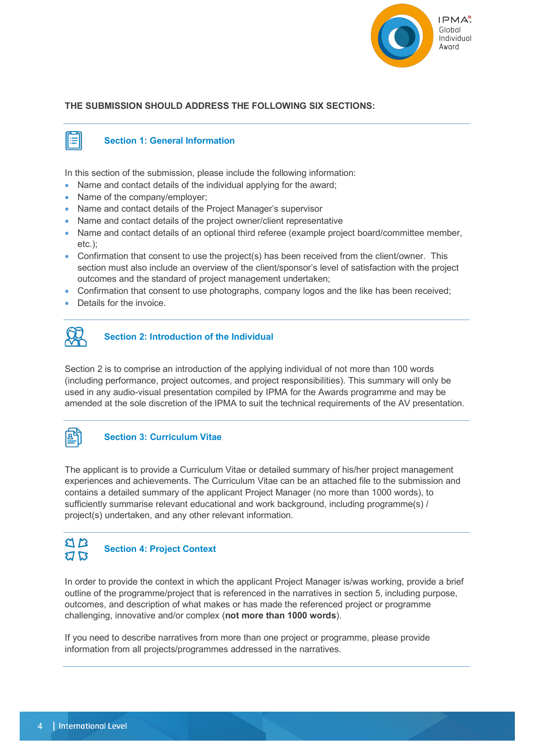**THE SUBMISSION SHOULD ADDRESS THE FOLLOWING SIX SECTIONS:**

## Section 1: General Information

In this section of the submission, please include the following information:

- Name and contact details of the individual applying for the award;
- Name of the company/employer;
- Name and contact details of the Project Manager's supervisor
- Name and contact details of the project owner/client representative
- Name and contact details of an optional third referee (example project board/committee member, etc.);
- Confirmation that consent to use the project(s) has been received from the client/owner. This section must also include an overview of the client/sponsor's level of satisfaction with the project outcomes and the standard of project management undertaken;
- Confirmation that consent to use photographs, company logos and the like has been received;
- Details for the invoice.

## Section 2: Introduction of the Individual

Section 2 is to comprise an introduction of the applying individual of not more than 100 words (including performance, project outcomes, and project responsibilities). This summary will only be used in any audio-visual presentation compiled by IPMA for the Awards programme and may be amended at the sole discretion of the IPMA to suit the technical requirements of the AV presentation.

## Section 3: Curriculum Vitae

The applicant is to provide a Curriculum Vitae or detailed summary of his/her project management experiences and achievements. The Curriculum Vitae can be an attached file to the submission and contains a detailed summary of the applicant Project Manager (no more than 1000 words), to sufficiently summarise relevant educational and work background, including programme(s) / project(s) undertaken, and any other relevant information.

## Section 4: Project Context

In order to provide the context in which the applicant Project Manager is/was working, provide a brief outline of the programme/project that is referenced in the narratives in section 5, including purpose, outcomes, and description of what makes or has made the referenced project or programme challenging, innovative and/or complex (**not more than 1000 words**).

If you need to describe narratives from more than one project or programme, please provide information from all projects/programmes addressed in the narratives.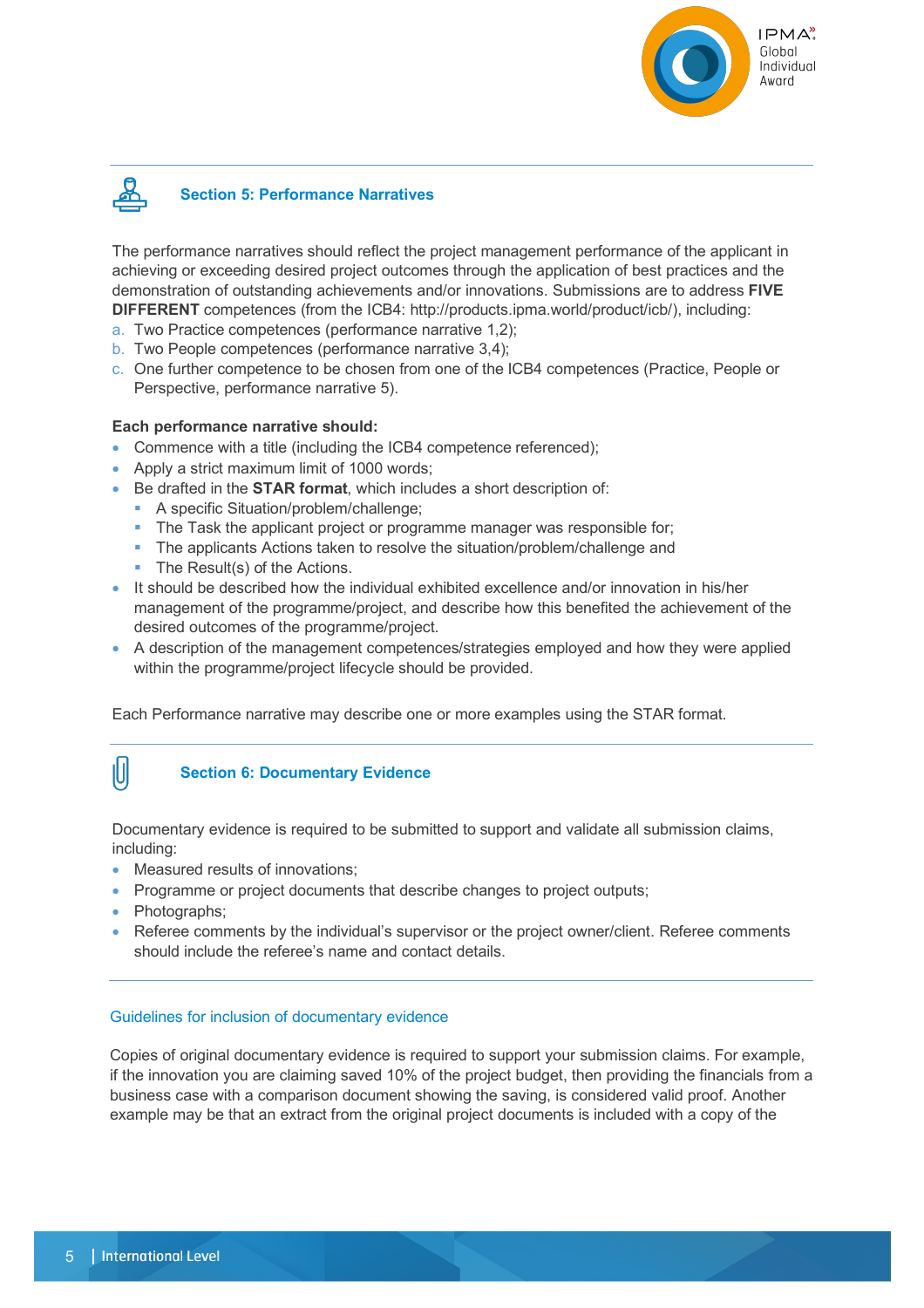## Section 5: Performance Narratives

The performance narratives should reflect the project management performance of the applicant in achieving or exceeding desired project outcomes through the application of best practices and the demonstration of outstanding achievements and/or innovations. Submissions are to address **FIVE DIFFERENT** competences (from the ICB4: http://products.ipma.world/product/icb/), including:

a. Two Practice competences (performance narrative 1,2);
b. Two People competences (performance narrative 3,4);
c. One further competence to be chosen from one of the ICB4 competences (Practice, People or Perspective, performance narrative 5).

**Each performance narrative should:**

- Commence with a title (including the ICB4 competence referenced);
- Apply a strict maximum limit of 1000 words;
- Be drafted in the **STAR format**, which includes a short description of:
  - A specific Situation/problem/challenge;
  - The Task the applicant project or programme manager was responsible for;
  - The applicants Actions taken to resolve the situation/problem/challenge and
  - The Result(s) of the Actions.
- It should be described how the individual exhibited excellence and/or innovation in his/her management of the programme/project, and describe how this benefited the achievement of the desired outcomes of the programme/project.
- A description of the management competences/strategies employed and how they were applied within the programme/project lifecycle should be provided.

Each Performance narrative may describe one or more examples using the STAR format.

## Section 6: Documentary Evidence

Documentary evidence is required to be submitted to support and validate all submission claims, including:

- Measured results of innovations;
- Programme or project documents that describe changes to project outputs;
- Photographs;
- Referee comments by the individual's supervisor or the project owner/client. Referee comments should include the referee's name and contact details.

### Guidelines for inclusion of documentary evidence

Copies of original documentary evidence is required to support your submission claims. For example, if the innovation you are claiming saved 10% of the project budget, then providing the financials from a business case with a comparison document showing the saving, is considered valid proof. Another example may be that an extract from the original project documents is included with a copy of the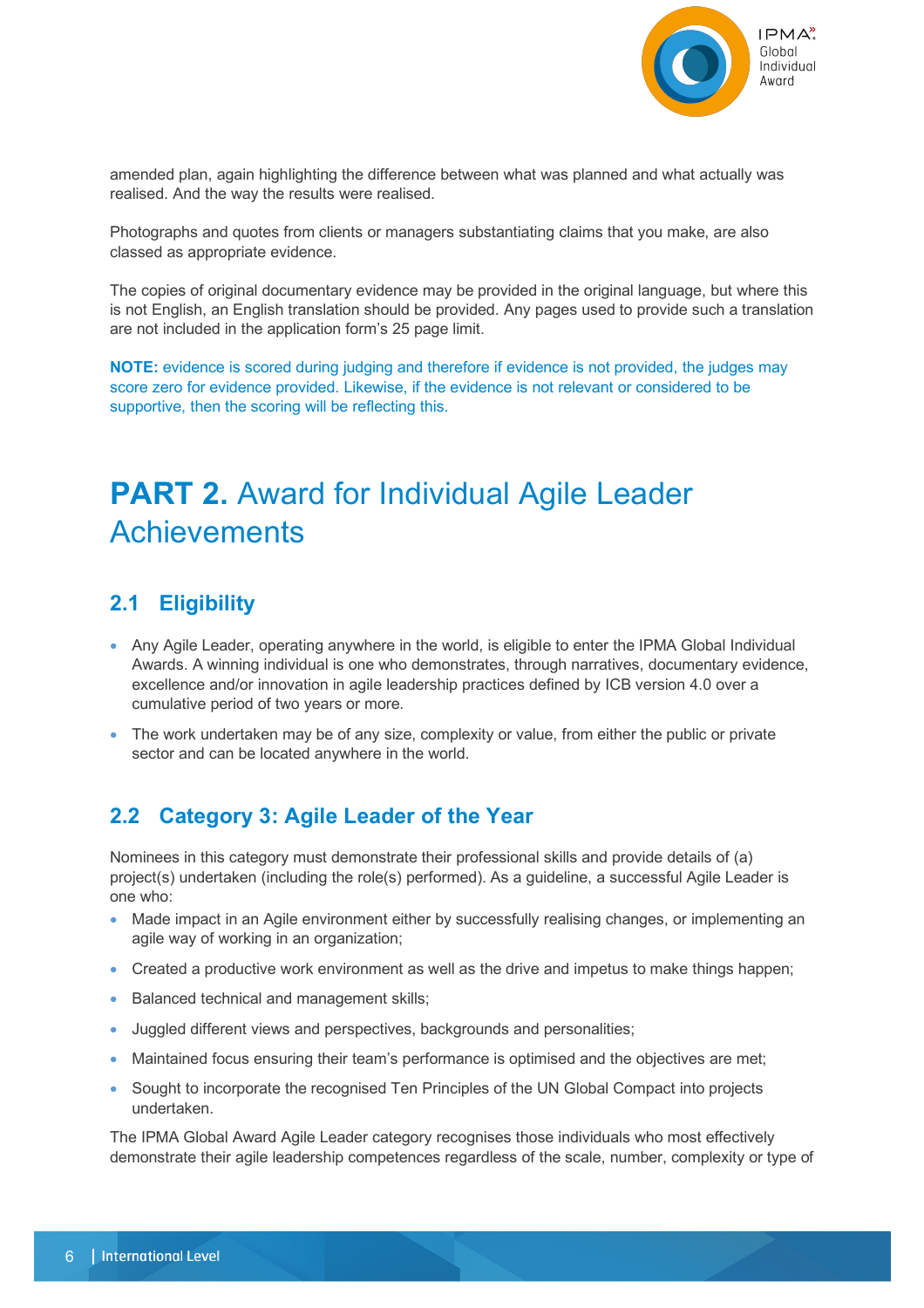amended plan, again highlighting the difference between what was planned and what actually was realised. And the way the results were realised.

Photographs and quotes from clients or managers substantiating claims that you make, are also classed as appropriate evidence.

The copies of original documentary evidence may be provided in the original language, but where this is not English, an English translation should be provided. Any pages used to provide such a translation are not included in the application form's 25 page limit.

**NOTE:** evidence is scored during judging and therefore if evidence is not provided, the judges may score zero for evidence provided. Likewise, if the evidence is not relevant or considered to be supportive, then the scoring will be reflecting this.

# PART 2. Award for Individual Agile Leader Achievements

## 2.1 Eligibility

- Any Agile Leader, operating anywhere in the world, is eligible to enter the IPMA Global Individual Awards. A winning individual is one who demonstrates, through narratives, documentary evidence, excellence and/or innovation in agile leadership practices defined by ICB version 4.0 over a cumulative period of two years or more.
- The work undertaken may be of any size, complexity or value, from either the public or private sector and can be located anywhere in the world.

## 2.2 Category 3: Agile Leader of the Year

Nominees in this category must demonstrate their professional skills and provide details of (a) project(s) undertaken (including the role(s) performed). As a guideline, a successful Agile Leader is one who:

- Made impact in an Agile environment either by successfully realising changes, or implementing an agile way of working in an organization;
- Created a productive work environment as well as the drive and impetus to make things happen;
- Balanced technical and management skills;
- Juggled different views and perspectives, backgrounds and personalities;
- Maintained focus ensuring their team's performance is optimised and the objectives are met;
- Sought to incorporate the recognised Ten Principles of the UN Global Compact into projects undertaken.

The IPMA Global Award Agile Leader category recognises those individuals who most effectively demonstrate their agile leadership competences regardless of the scale, number, complexity or type of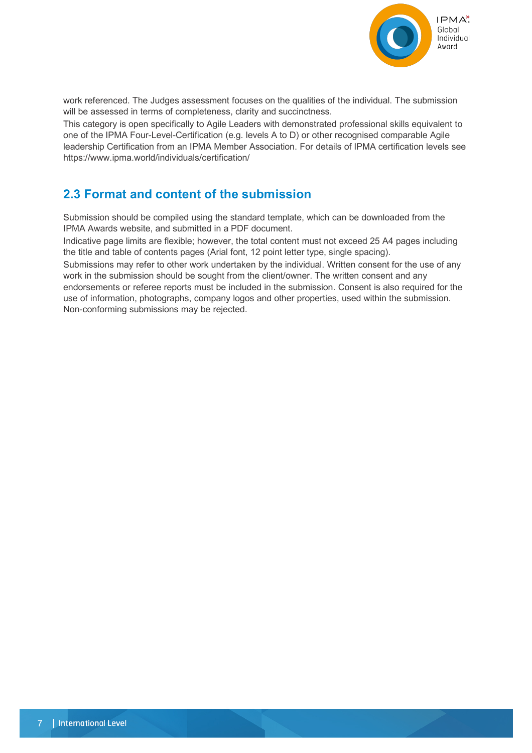work referenced. The Judges assessment focuses on the qualities of the individual. The submission will be assessed in terms of completeness, clarity and succinctness.

This category is open specifically to Agile Leaders with demonstrated professional skills equivalent to one of the IPMA Four-Level-Certification (e.g. levels A to D) or other recognised comparable Agile leadership Certification from an IPMA Member Association. For details of IPMA certification levels see https://www.ipma.world/individuals/certification/

## 2.3 Format and content of the submission

Submission should be compiled using the standard template, which can be downloaded from the IPMA Awards website, and submitted in a PDF document.

Indicative page limits are flexible; however, the total content must not exceed 25 A4 pages including the title and table of contents pages (Arial font, 12 point letter type, single spacing).

Submissions may refer to other work undertaken by the individual. Written consent for the use of any work in the submission should be sought from the client/owner. The written consent and any endorsements or referee reports must be included in the submission. Consent is also required for the use of information, photographs, company logos and other properties, used within the submission. Non-conforming submissions may be rejected.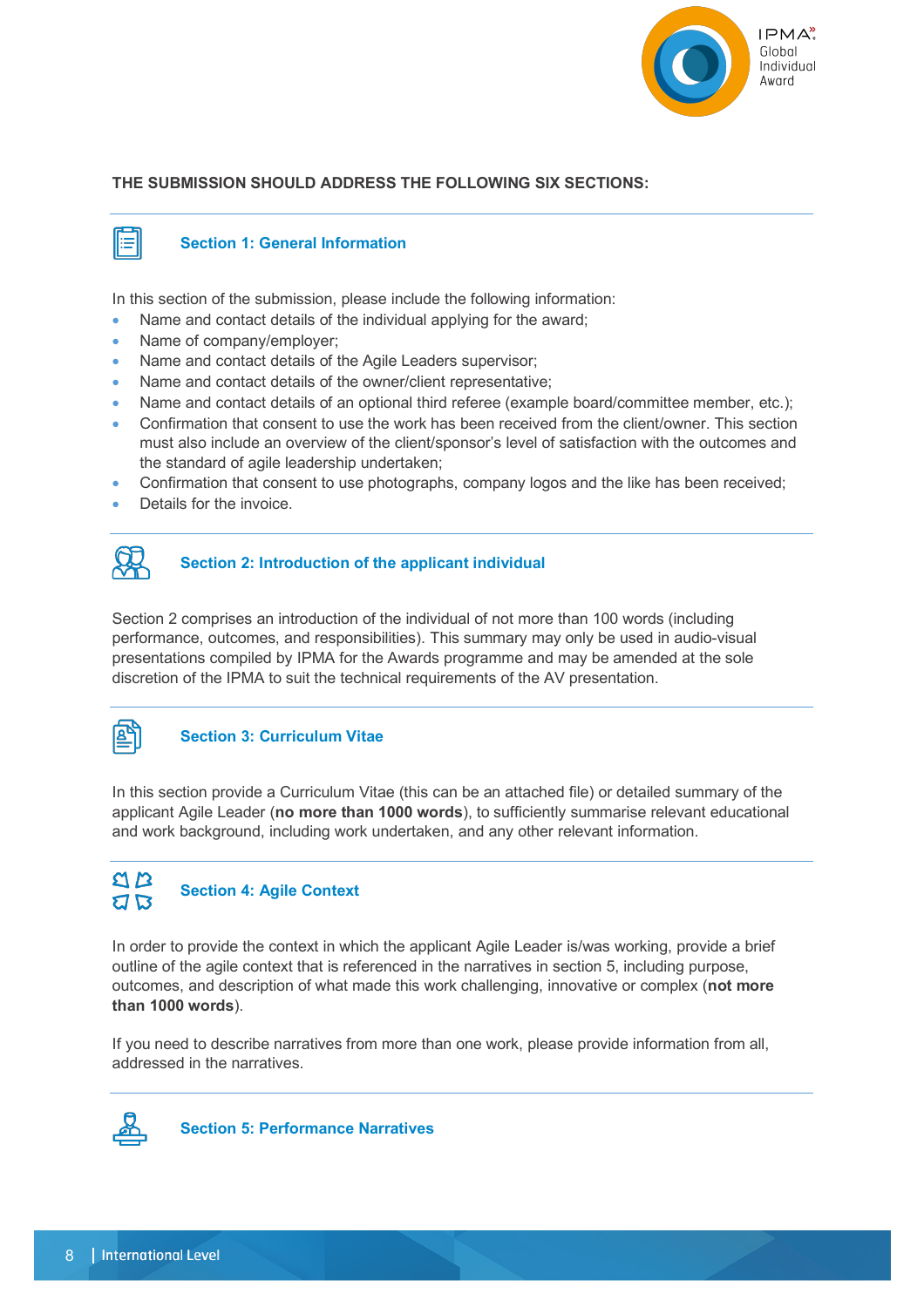**THE SUBMISSION SHOULD ADDRESS THE FOLLOWING SIX SECTIONS:**

## Section 1: General Information

In this section of the submission, please include the following information:

- Name and contact details of the individual applying for the award;
- Name of company/employer;
- Name and contact details of the Agile Leaders supervisor;
- Name and contact details of the owner/client representative;
- Name and contact details of an optional third referee (example board/committee member, etc.);
- Confirmation that consent to use the work has been received from the client/owner. This section must also include an overview of the client/sponsor's level of satisfaction with the outcomes and the standard of agile leadership undertaken;
- Confirmation that consent to use photographs, company logos and the like has been received;
- Details for the invoice.

## Section 2: Introduction of the applicant individual

Section 2 comprises an introduction of the individual of not more than 100 words (including performance, outcomes, and responsibilities). This summary may only be used in audio-visual presentations compiled by IPMA for the Awards programme and may be amended at the sole discretion of the IPMA to suit the technical requirements of the AV presentation.

## Section 3: Curriculum Vitae

In this section provide a Curriculum Vitae (this can be an attached file) or detailed summary of the applicant Agile Leader (**no more than 1000 words**), to sufficiently summarise relevant educational and work background, including work undertaken, and any other relevant information.

## Section 4: Agile Context

In order to provide the context in which the applicant Agile Leader is/was working, provide a brief outline of the agile context that is referenced in the narratives in section 5, including purpose, outcomes, and description of what made this work challenging, innovative or complex (**not more than 1000 words**).

If you need to describe narratives from more than one work, please provide information from all, addressed in the narratives.

## Section 5: Performance Narratives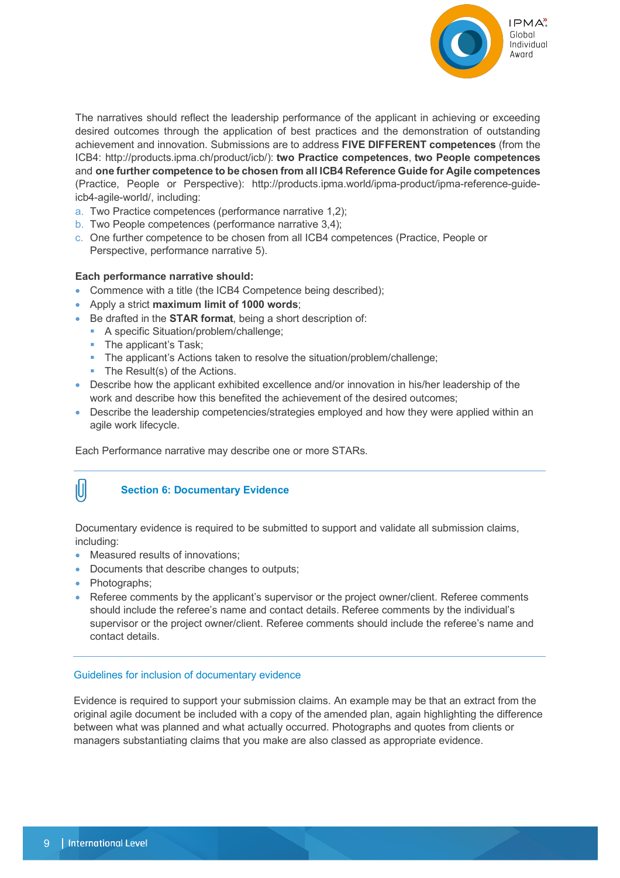The narratives should reflect the leadership performance of the applicant in achieving or exceeding desired outcomes through the application of best practices and the demonstration of outstanding achievement and innovation. Submissions are to address **FIVE DIFFERENT competences** (from the ICB4: http://products.ipma.ch/product/icb/): **two Practice competences**, **two People competences** and **one further competence to be chosen from all ICB4 Reference Guide for Agile competences** (Practice, People or Perspective): http://products.ipma.world/ipma-product/ipma-reference-guide-icb4-agile-world/, including:

a. Two Practice competences (performance narrative 1,2);
b. Two People competences (performance narrative 3,4);
c. One further competence to be chosen from all ICB4 competences (Practice, People or Perspective, performance narrative 5).

**Each performance narrative should:**

- Commence with a title (the ICB4 Competence being described);
- Apply a strict **maximum limit of 1000 words**;
- Be drafted in the **STAR format**, being a short description of:
  - A specific Situation/problem/challenge;
  - The applicant's Task;
  - The applicant's Actions taken to resolve the situation/problem/challenge;
  - The Result(s) of the Actions.
- Describe how the applicant exhibited excellence and/or innovation in his/her leadership of the work and describe how this benefited the achievement of the desired outcomes;
- Describe the leadership competencies/strategies employed and how they were applied within an agile work lifecycle.

Each Performance narrative may describe one or more STARs.

## Section 6: Documentary Evidence

Documentary evidence is required to be submitted to support and validate all submission claims, including:

- Measured results of innovations;
- Documents that describe changes to outputs;
- Photographs;
- Referee comments by the applicant's supervisor or the project owner/client. Referee comments should include the referee's name and contact details. Referee comments by the individual's supervisor or the project owner/client. Referee comments should include the referee's name and contact details.

### Guidelines for inclusion of documentary evidence

Evidence is required to support your submission claims. An example may be that an extract from the original agile document be included with a copy of the amended plan, again highlighting the difference between what was planned and what actually occurred. Photographs and quotes from clients or managers substantiating claims that you make are also classed as appropriate evidence.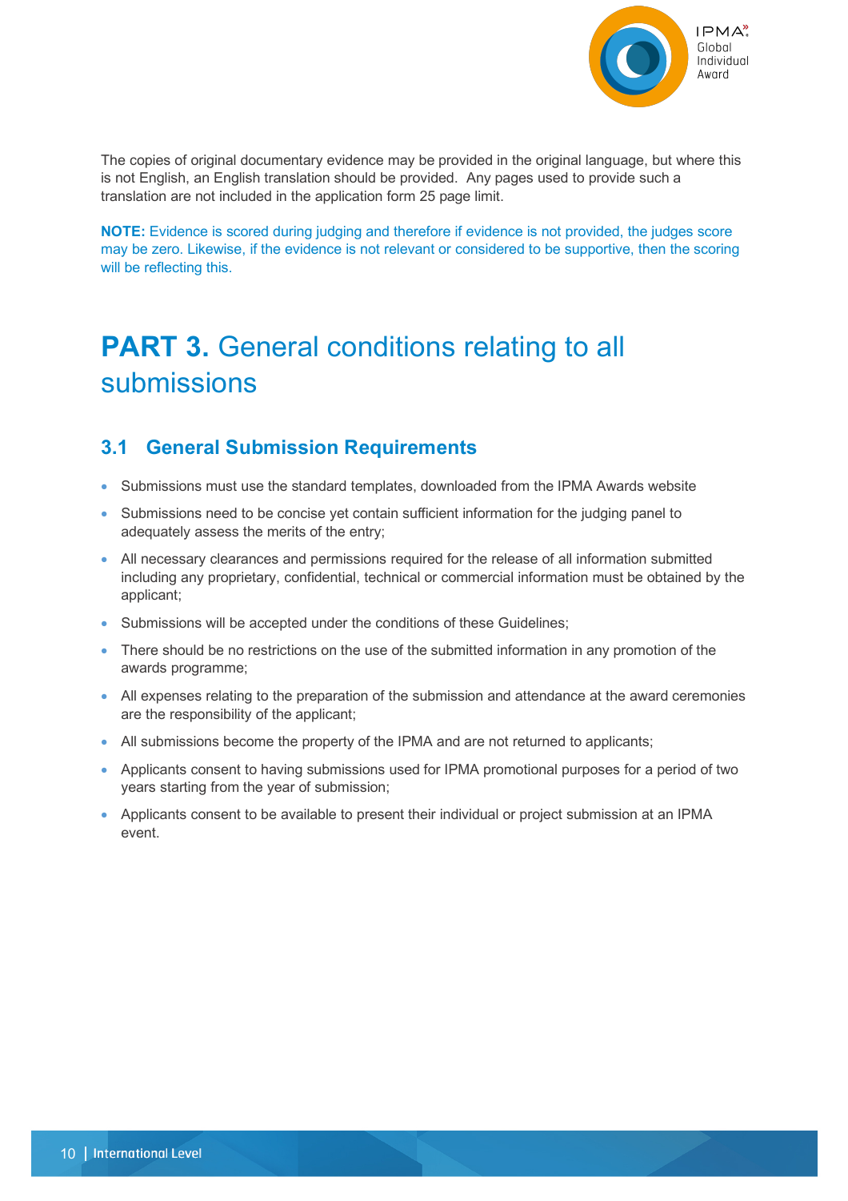The copies of original documentary evidence may be provided in the original language, but where this is not English, an English translation should be provided.  Any pages used to provide such a translation are not included in the application form 25 page limit.

**NOTE:** Evidence is scored during judging and therefore if evidence is not provided, the judges score may be zero. Likewise, if the evidence is not relevant or considered to be supportive, then the scoring will be reflecting this.

# **PART 3.** General conditions relating to all submissions

## 3.1 General Submission Requirements

- Submissions must use the standard templates, downloaded from the IPMA Awards website
- Submissions need to be concise yet contain sufficient information for the judging panel to adequately assess the merits of the entry;
- All necessary clearances and permissions required for the release of all information submitted including any proprietary, confidential, technical or commercial information must be obtained by the applicant;
- Submissions will be accepted under the conditions of these Guidelines;
- There should be no restrictions on the use of the submitted information in any promotion of the awards programme;
- All expenses relating to the preparation of the submission and attendance at the award ceremonies are the responsibility of the applicant;
- All submissions become the property of the IPMA and are not returned to applicants;
- Applicants consent to having submissions used for IPMA promotional purposes for a period of two years starting from the year of submission;
- Applicants consent to be available to present their individual or project submission at an IPMA event.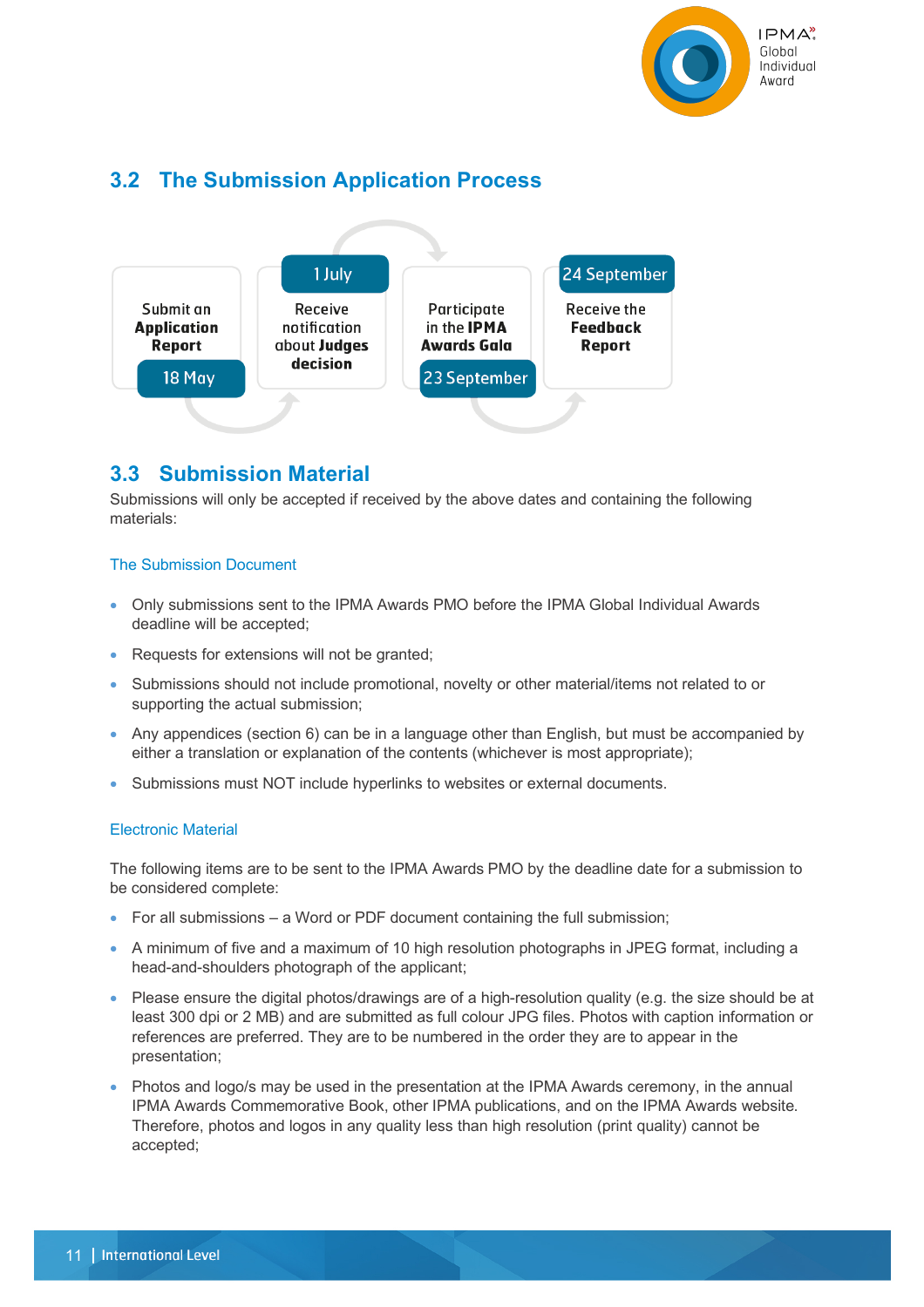## 3.2 The Submission Application Process

Submit an **Application Report**
18 May

1 July
Receive notification about **Judges decision**

Participate in the **IPMA Awards Gala**
23 September

24 September
Receive the **Feedback Report**

## 3.3 Submission Material

Submissions will only be accepted if received by the above dates and containing the following materials:

### The Submission Document

- Only submissions sent to the IPMA Awards PMO before the IPMA Global Individual Awards deadline will be accepted;
- Requests for extensions will not be granted;
- Submissions should not include promotional, novelty or other material/items not related to or supporting the actual submission;
- Any appendices (section 6) can be in a language other than English, but must be accompanied by either a translation or explanation of the contents (whichever is most appropriate);
- Submissions must NOT include hyperlinks to websites or external documents.

### Electronic Material

The following items are to be sent to the IPMA Awards PMO by the deadline date for a submission to be considered complete:

- For all submissions – a Word or PDF document containing the full submission;
- A minimum of five and a maximum of 10 high resolution photographs in JPEG format, including a head-and-shoulders photograph of the applicant;
- Please ensure the digital photos/drawings are of a high-resolution quality (e.g. the size should be at least 300 dpi or 2 MB) and are submitted as full colour JPG files. Photos with caption information or references are preferred. They are to be numbered in the order they are to appear in the presentation;
- Photos and logo/s may be used in the presentation at the IPMA Awards ceremony, in the annual IPMA Awards Commemorative Book, other IPMA publications, and on the IPMA Awards website. Therefore, photos and logos in any quality less than high resolution (print quality) cannot be accepted;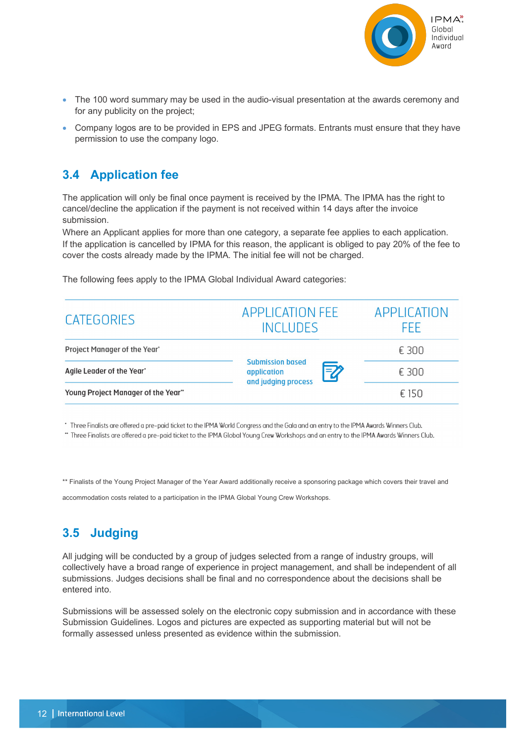- The 100 word summary may be used in the audio-visual presentation at the awards ceremony and for any publicity on the project;
- Company logos are to be provided in EPS and JPEG formats. Entrants must ensure that they have permission to use the company logo.

## 3.4 Application fee

The application will only be final once payment is received by the IPMA. The IPMA has the right to cancel/decline the application if the payment is not received within 14 days after the invoice submission.
Where an Applicant applies for more than one category, a separate fee applies to each application. If the application is cancelled by IPMA for this reason, the applicant is obliged to pay 20% of the fee to cover the costs already made by the IPMA. The initial fee will not be charged.

The following fees apply to the IPMA Global Individual Award categories:

| CATEGORIES | APPLICATION FEE INCLUDES | APPLICATION FEE |
|---|---|---|
| Project Manager of the Year* | Submission based application and judging process | € 300 |
| Agile Leader of the Year* | | € 300 |
| Young Project Manager of the Year** | | € 150 |

* Three Finalists are offered a pre-paid ticket to the IPMA World Congress and the Gala and an entry to the IPMA Awards Winners Club.
** Three Finalists are offered a pre-paid ticket to the IPMA Global Young Crew Workshops and an entry to the IPMA Awards Winners Club.

** Finalists of the Young Project Manager of the Year Award additionally receive a sponsoring package which covers their travel and accommodation costs related to a participation in the IPMA Global Young Crew Workshops.

## 3.5 Judging

All judging will be conducted by a group of judges selected from a range of industry groups, will collectively have a broad range of experience in project management, and shall be independent of all submissions. Judges decisions shall be final and no correspondence about the decisions shall be entered into.

Submissions will be assessed solely on the electronic copy submission and in accordance with these Submission Guidelines. Logos and pictures are expected as supporting material but will not be formally assessed unless presented as evidence within the submission.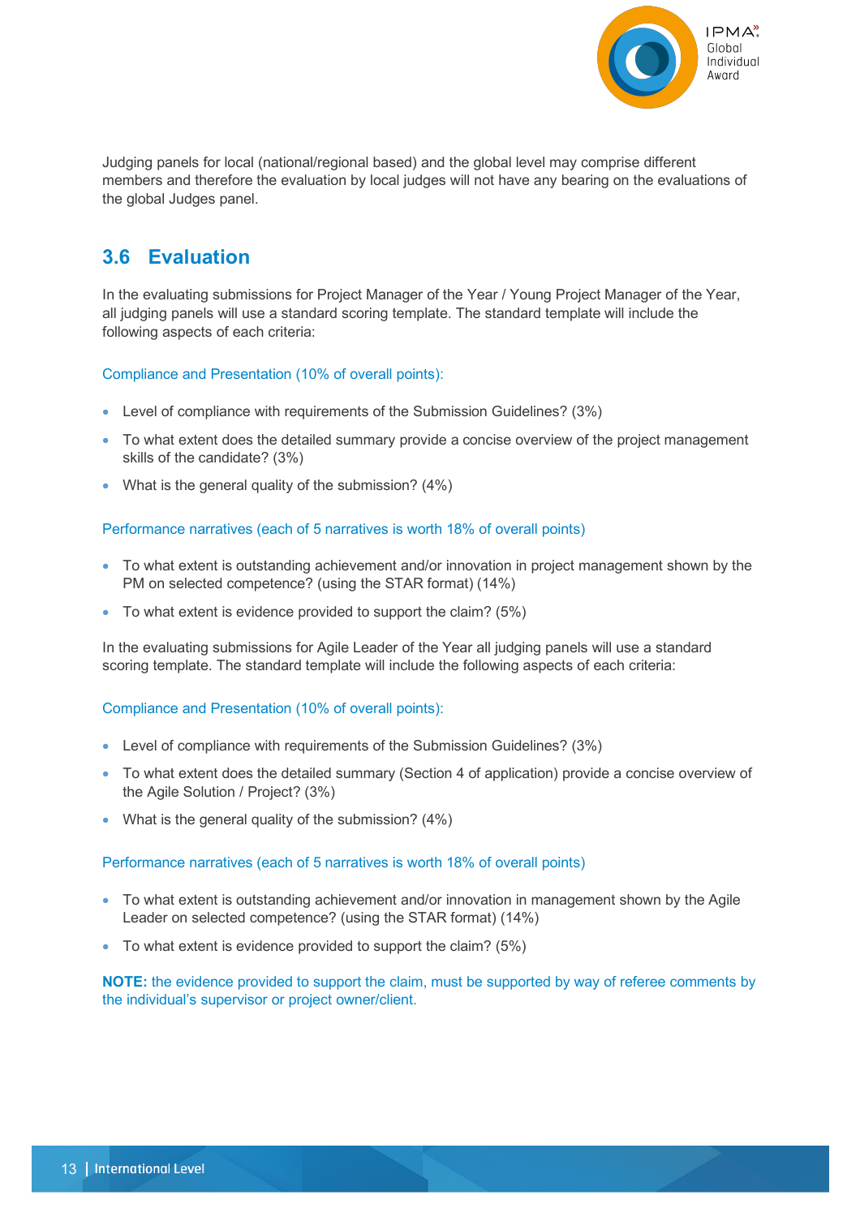Judging panels for local (national/regional based) and the global level may comprise different members and therefore the evaluation by local judges will not have any bearing on the evaluations of the global Judges panel.

## 3.6 Evaluation

In the evaluating submissions for Project Manager of the Year / Young Project Manager of the Year, all judging panels will use a standard scoring template. The standard template will include the following aspects of each criteria:

Compliance and Presentation (10% of overall points):

- Level of compliance with requirements of the Submission Guidelines? (3%)
- To what extent does the detailed summary provide a concise overview of the project management skills of the candidate? (3%)
- What is the general quality of the submission? (4%)

Performance narratives (each of 5 narratives is worth 18% of overall points)

- To what extent is outstanding achievement and/or innovation in project management shown by the PM on selected competence? (using the STAR format) (14%)
- To what extent is evidence provided to support the claim? (5%)

In the evaluating submissions for Agile Leader of the Year all judging panels will use a standard scoring template. The standard template will include the following aspects of each criteria:

Compliance and Presentation (10% of overall points):

- Level of compliance with requirements of the Submission Guidelines? (3%)
- To what extent does the detailed summary (Section 4 of application) provide a concise overview of the Agile Solution / Project? (3%)
- What is the general quality of the submission? (4%)

Performance narratives (each of 5 narratives is worth 18% of overall points)

- To what extent is outstanding achievement and/or innovation in management shown by the Agile Leader on selected competence? (using the STAR format) (14%)
- To what extent is evidence provided to support the claim? (5%)

**NOTE:** the evidence provided to support the claim, must be supported by way of referee comments by the individual's supervisor or project owner/client.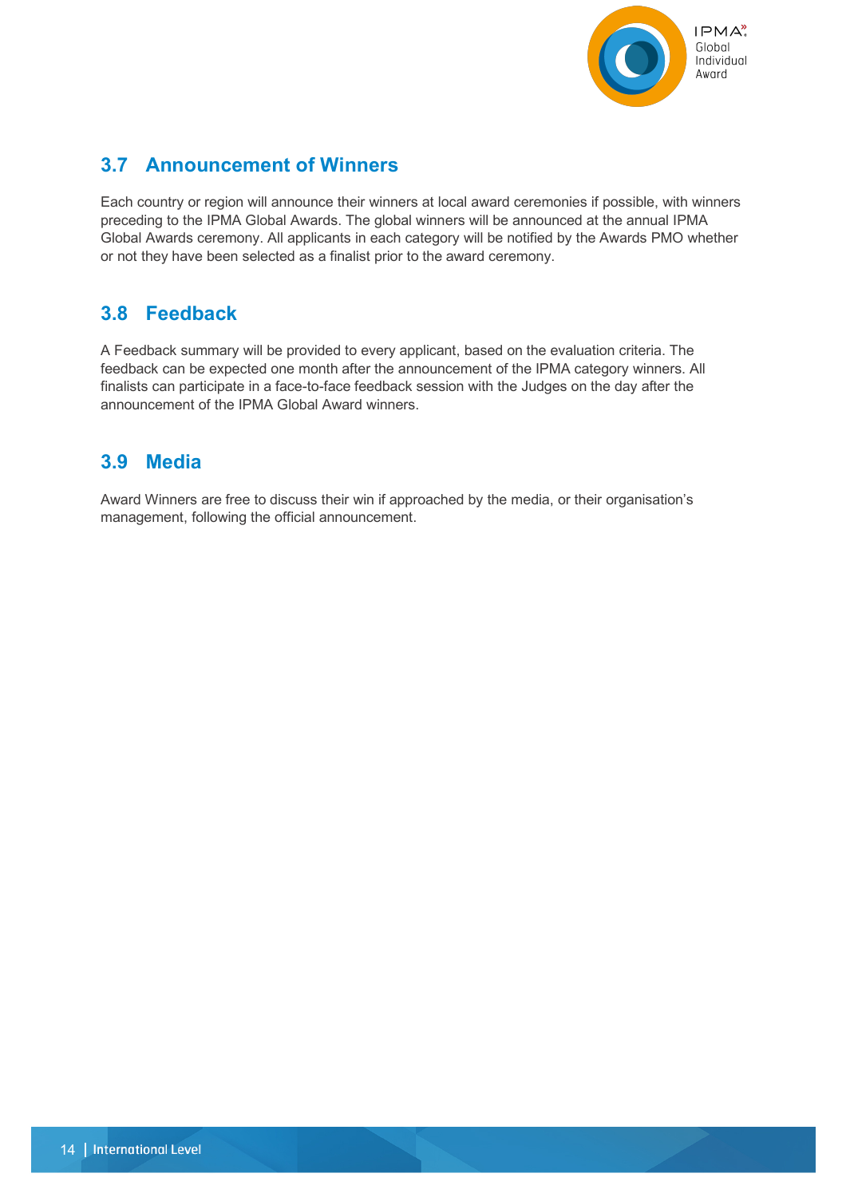## 3.7 Announcement of Winners

Each country or region will announce their winners at local award ceremonies if possible, with winners preceding to the IPMA Global Awards. The global winners will be announced at the annual IPMA Global Awards ceremony. All applicants in each category will be notified by the Awards PMO whether or not they have been selected as a finalist prior to the award ceremony.

## 3.8 Feedback

A Feedback summary will be provided to every applicant, based on the evaluation criteria. The feedback can be expected one month after the announcement of the IPMA category winners. All finalists can participate in a face-to-face feedback session with the Judges on the day after the announcement of the IPMA Global Award winners.

## 3.9 Media

Award Winners are free to discuss their win if approached by the media, or their organisation's management, following the official announcement.